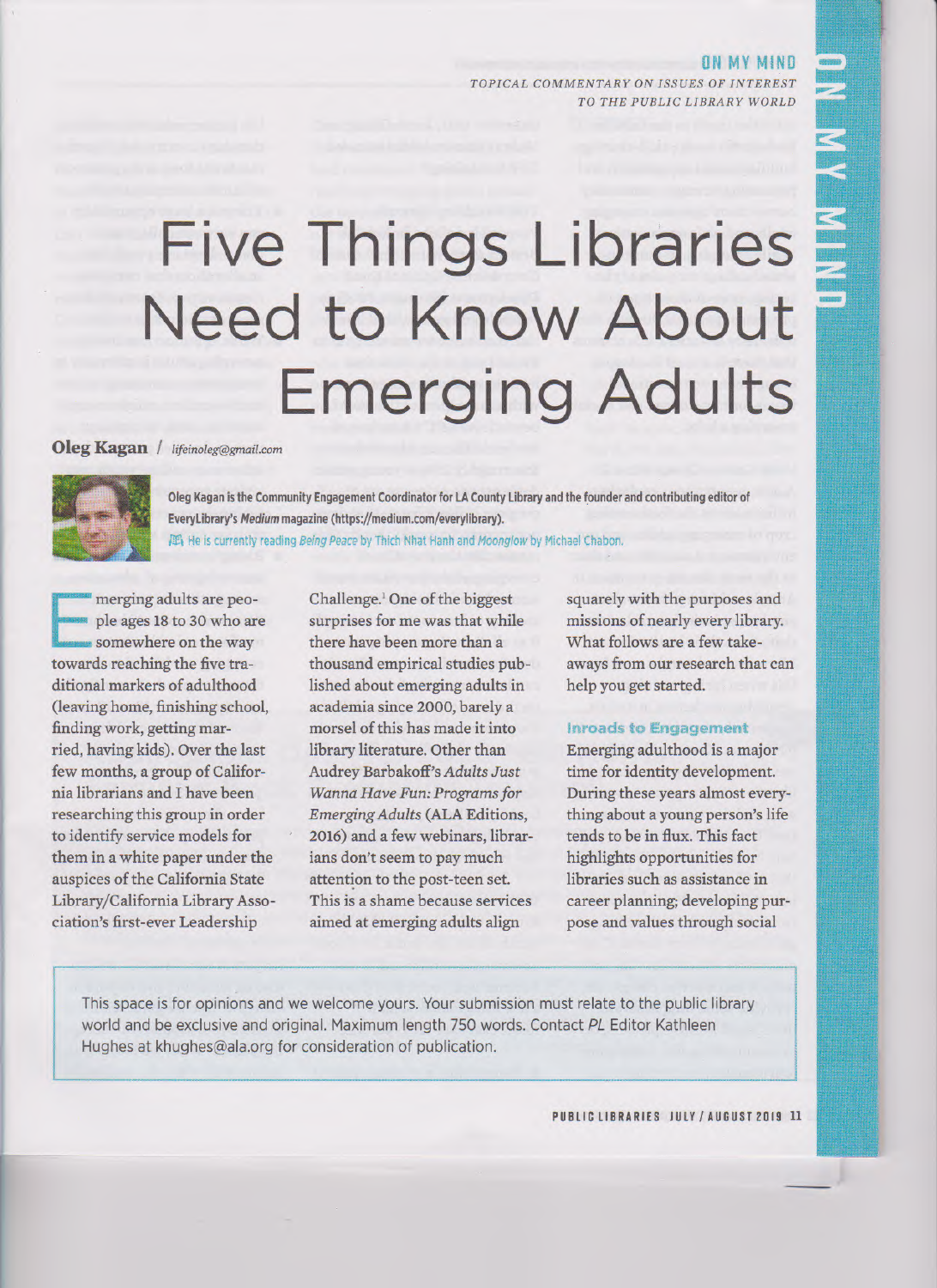**ON MY MIND**

*TOPICAL COMMENTARY ON ISSUES OF INTEREST TO THE PUBLIC LIBRARY WORLD*

# Five Things Libraries Need to Know About Emerging Adults

**Oleg Kagan** / *lifeinoleg@gmail.com*

Oleg Kagan is the Community Engagement Coordinator for LA County Library and the founder and contributing editor of EveryLibrary's *Medium* magazine (https://medium.com/everylibrary).

He is currently reading *Being Peace* by Thich Nhat Hanh and *Moonglow* by Michael Chabon.

Emerging adults are people ages 18 to 30 who are somewhere on the way towards reaching the five traditional markers of adulthood (leaving home, finishing school, finding work, getting married, having kids). Over the last few months, a group of California librarians and I have been researching this group in order to identify service models for them in a white paper under the auspices of the California State Library/California Library Association's first-ever Leadership Challenge.[1] One of the biggest surprises for me was that while there have been more than a thousand empirical studies published about emerging adults in academia since 2000, barely a morsel of this has made it into library literature. Other than Audrey Barbakoff's *Adults Just Wanna Have Fun: Programs for Emerging Adults* (ALA Editions, 2016) and a few webinars, librarians don't seem to pay much attention to the post-teen set. This is a shame because services aimed at emerging adults align squarely with the purposes and missions of nearly every library. What follows are a few takeaways from our research that can help you get started.

## Inroads to Engagement

Emerging adulthood is a major time for identity development. During these years almost everything about a young person's life tends to be in flux. This fact highlights opportunities for libraries such as assistance in career planning; developing purpose and values through social

This space is for opinions and we welcome yours. Your submission must relate to the public library world and be exclusive and original. Maximum length 750 words. Contact *PL* Editor Kathleen Hughes at khughes@ala.org for consideration of publication.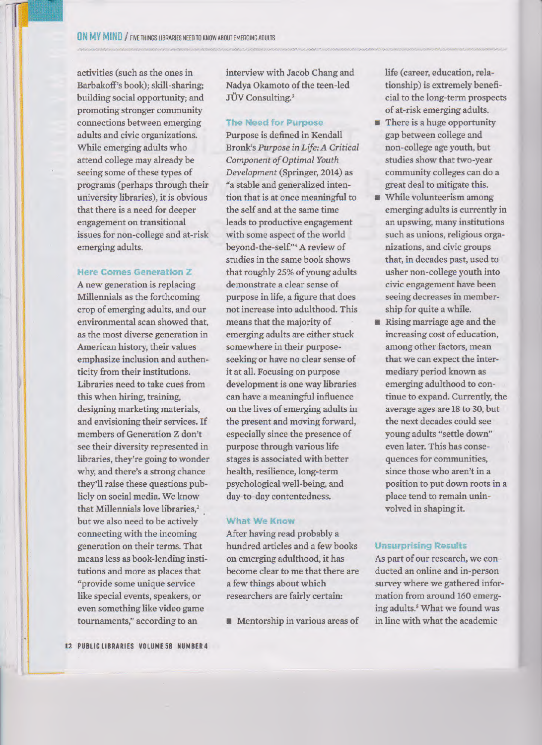activities (such as the ones in Barbakoff's book); skill-sharing; building social opportunity; and promoting stronger community connections between emerging adults and civic organizations. While emerging adults who attend college may already be seeing some of these types of programs (perhaps through their university libraries), it is obvious that there is a need for deeper engagement on transitional issues for non-college and at-risk emerging adults.

### Here Comes Generation Z

A new generation is replacing Millennials as the forthcoming crop of emerging adults, and our environmental scan showed that, as the most diverse generation in American history, their values emphasize inclusion and authenticity from their institutions. Libraries need to take cues from this when hiring, training, designing marketing materials, and envisioning their services. If members of Generation Z don't see their diversity represented in libraries, they're going to wonder why, and there's a strong chance they'll raise these questions publicly on social media. We know that Millennials love libraries,[2] but we also need to be actively connecting with the incoming generation on their terms. That means less as book-lending institutions and more as places that "provide some unique service like special events, speakers, or even something like video game tournaments," according to an interview with Jacob Chang and Nadya Okamoto of the teen-led JÜV Consulting.[3]

### The Need for Purpose

Purpose is defined in Kendall Bronk's *Purpose in Life: A Critical Component of Optimal Youth Development* (Springer, 2014) as "a stable and generalized intention that is at once meaningful to the self and at the same time leads to productive engagement with some aspect of the world beyond-the-self."[4] A review of studies in the same book shows that roughly 25% of young adults demonstrate a clear sense of purpose in life, a figure that does not increase into adulthood. This means that the majority of emerging adults are either stuck somewhere in their purpose-seeking or have no clear sense of it at all. Focusing on purpose development is one way libraries can have a meaningful influence on the lives of emerging adults in the present and moving forward, especially since the presence of purpose through various life stages is associated with better health, resilience, long-term psychological well-being, and day-to-day contentedness.

### What We Know

After having read probably a hundred articles and a few books on emerging adulthood, it has become clear to me that there are a few things about which researchers are fairly certain:

- Mentorship in various areas of life (career, education, relationship) is extremely beneficial to the long-term prospects of at-risk emerging adults.
- There is a huge opportunity gap between college and non-college age youth, but studies show that two-year community colleges can do a great deal to mitigate this.
- While volunteerism among emerging adults is currently in an upswing, many institutions such as unions, religious organizations, and civic groups that, in decades past, used to usher non-college youth into civic engagement have been seeing decreases in membership for quite a while.
- Rising marriage age and the increasing cost of education, among other factors, mean that we can expect the intermediary period known as emerging adulthood to continue to expand. Currently, the average ages are 18 to 30, but the next decades could see young adults "settle down" even later. This has consequences for communities, since those who aren't in a position to put down roots in a place tend to remain uninvolved in shaping it.

### Unsurprising Results

As part of our research, we conducted an online and in-person survey where we gathered information from around 160 emerging adults.[5] What we found was in line with what the academic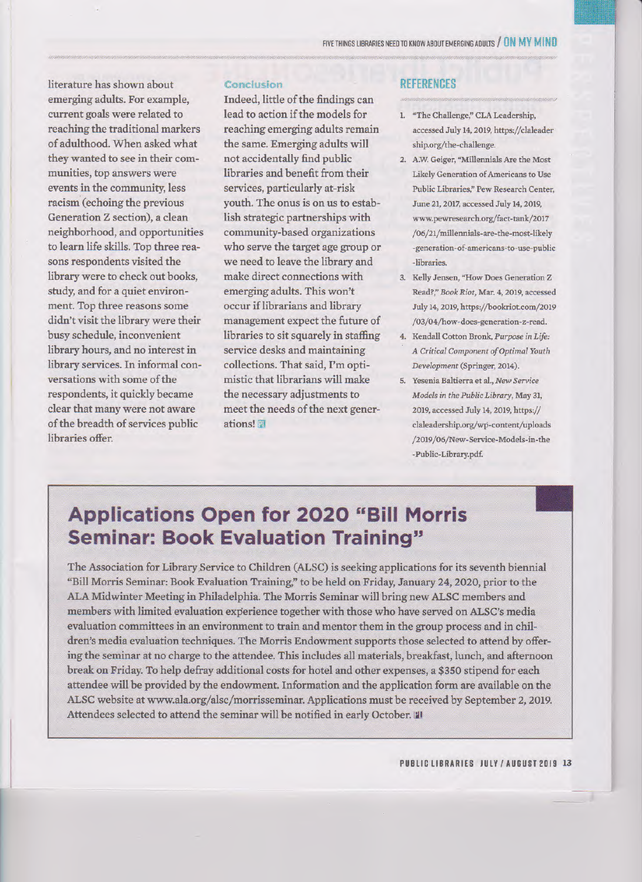literature has shown about emerging adults. For example, current goals were related to reaching the traditional markers of adulthood. When asked what they wanted to see in their communities, top answers were events in the community, less racism (echoing the previous Generation Z section), a clean neighborhood, and opportunities to learn life skills. Top three reasons respondents visited the library were to check out books, study, and for a quiet environment. Top three reasons some didn't visit the library were their busy schedule, inconvenient library hours, and no interest in library services. In informal conversations with some of the respondents, it quickly became clear that many were not aware of the breadth of services public libraries offer.

### Conclusion

Indeed, little of the findings can lead to action if the models for reaching emerging adults remain the same. Emerging adults will not accidentally find public libraries and benefit from their services, particularly at-risk youth. The onus is on us to establish strategic partnerships with community-based organizations who serve the target age group or we need to leave the library and make direct connections with emerging adults. This won't occur if librarians and library management expect the future of libraries to sit squarely in staffing service desks and maintaining collections. That said, I'm optimistic that librarians will make the necessary adjustments to meet the needs of the next generations!

## REFERENCES

1. "The Challenge," CLA Leadership, accessed July 14, 2019, https://claleadership.org/the-challenge.
2. A.W. Geiger, "Millennials Are the Most Likely Generation of Americans to Use Public Libraries," Pew Research Center, June 21, 2017, accessed July 14, 2019, www.pewresearch.org/fact-tank/2017/06/21/millennials-are-the-most-likely-generation-of-americans-to-use-public-libraries.
3. Kelly Jensen, "How Does Generation Z Read?," *Book Riot*, Mar. 4, 2019, accessed July 14, 2019, https://bookriot.com/2019/03/04/how-does-generation-z-read.
4. Kendall Cotton Bronk, *Purpose in Life: A Critical Component of Optimal Youth Development* (Springer, 2014).
5. Yesenia Baltierra et al., *New Service Models in the Public Library*, May 31, 2019, accessed July 14, 2019, https://claleadership.org/wp-content/uploads/2019/06/New-Service-Models-in-the-Public-Library.pdf.

## Applications Open for 2020 "Bill Morris Seminar: Book Evaluation Training"

The Association for Library Service to Children (ALSC) is seeking applications for its seventh biennial "Bill Morris Seminar: Book Evaluation Training," to be held on Friday, January 24, 2020, prior to the ALA Midwinter Meeting in Philadelphia. The Morris Seminar will bring new ALSC members and members with limited evaluation experience together with those who have served on ALSC's media evaluation committees in an environment to train and mentor them in the group process and in children's media evaluation techniques. The Morris Endowment supports those selected to attend by offering the seminar at no charge to the attendee. This includes all materials, breakfast, lunch, and afternoon break on Friday. To help defray additional costs for hotel and other expenses, a $350 stipend for each attendee will be provided by the endowment. Information and the application form are available on the ALSC website at www.ala.org/alsc/morrisseminar. Applications must be received by September 2, 2019. Attendees selected to attend the seminar will be notified in early October.